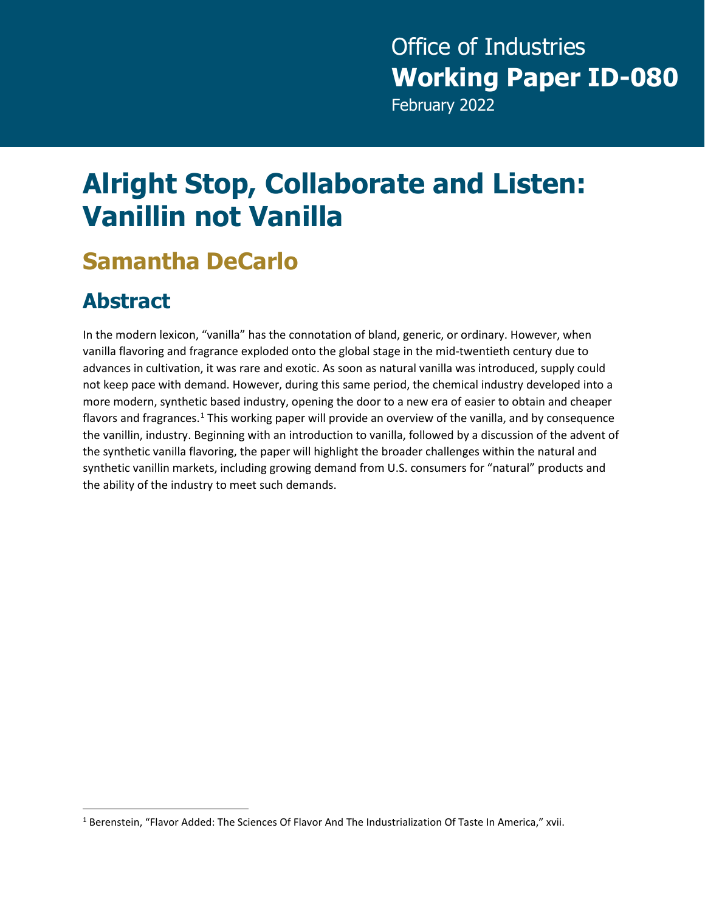Office of Industries
**Working Paper ID-080**
February 2022

# Alright Stop, Collaborate and Listen: Vanillin not Vanilla

## Samantha DeCarlo

## Abstract

In the modern lexicon, "vanilla" has the connotation of bland, generic, or ordinary. However, when vanilla flavoring and fragrance exploded onto the global stage in the mid-twentieth century due to advances in cultivation, it was rare and exotic. As soon as natural vanilla was introduced, supply could not keep pace with demand. However, during this same period, the chemical industry developed into a more modern, synthetic based industry, opening the door to a new era of easier to obtain and cheaper flavors and fragrances.[1] This working paper will provide an overview of the vanilla, and by consequence the vanillin, industry. Beginning with an introduction to vanilla, followed by a discussion of the advent of the synthetic vanilla flavoring, the paper will highlight the broader challenges within the natural and synthetic vanillin markets, including growing demand from U.S. consumers for "natural" products and the ability of the industry to meet such demands.

---

[1] Berenstein, "Flavor Added: The Sciences Of Flavor And The Industrialization Of Taste In America," xvii.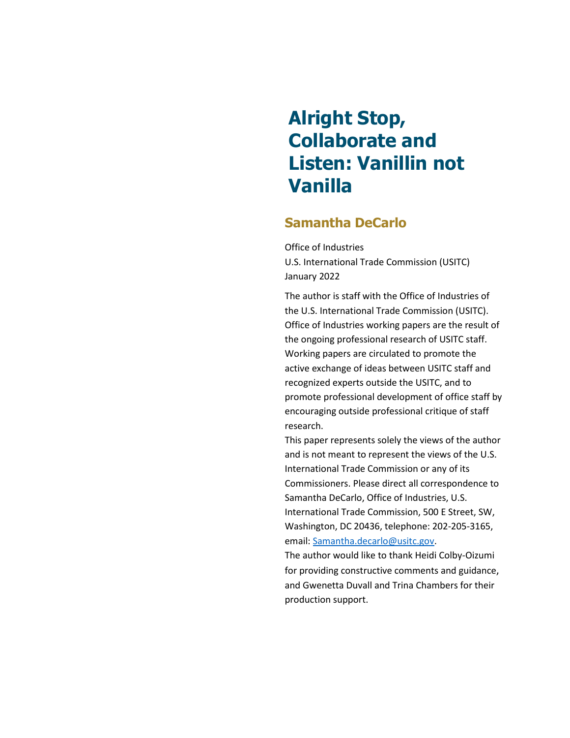# Alright Stop, Collaborate and Listen: Vanillin not Vanilla

## Samantha DeCarlo

Office of Industries
U.S. International Trade Commission (USITC)
January 2022

The author is staff with the Office of Industries of the U.S. International Trade Commission (USITC). Office of Industries working papers are the result of the ongoing professional research of USITC staff. Working papers are circulated to promote the active exchange of ideas between USITC staff and recognized experts outside the USITC, and to promote professional development of office staff by encouraging outside professional critique of staff research.

This paper represents solely the views of the author and is not meant to represent the views of the U.S. International Trade Commission or any of its Commissioners. Please direct all correspondence to Samantha DeCarlo, Office of Industries, U.S. International Trade Commission, 500 E Street, SW, Washington, DC 20436, telephone: 202-205-3165, email: [Samantha.decarlo@usitc.gov](mailto:Samantha.decarlo@usitc.gov).

The author would like to thank Heidi Colby-Oizumi for providing constructive comments and guidance, and Gwenetta Duvall and Trina Chambers for their production support.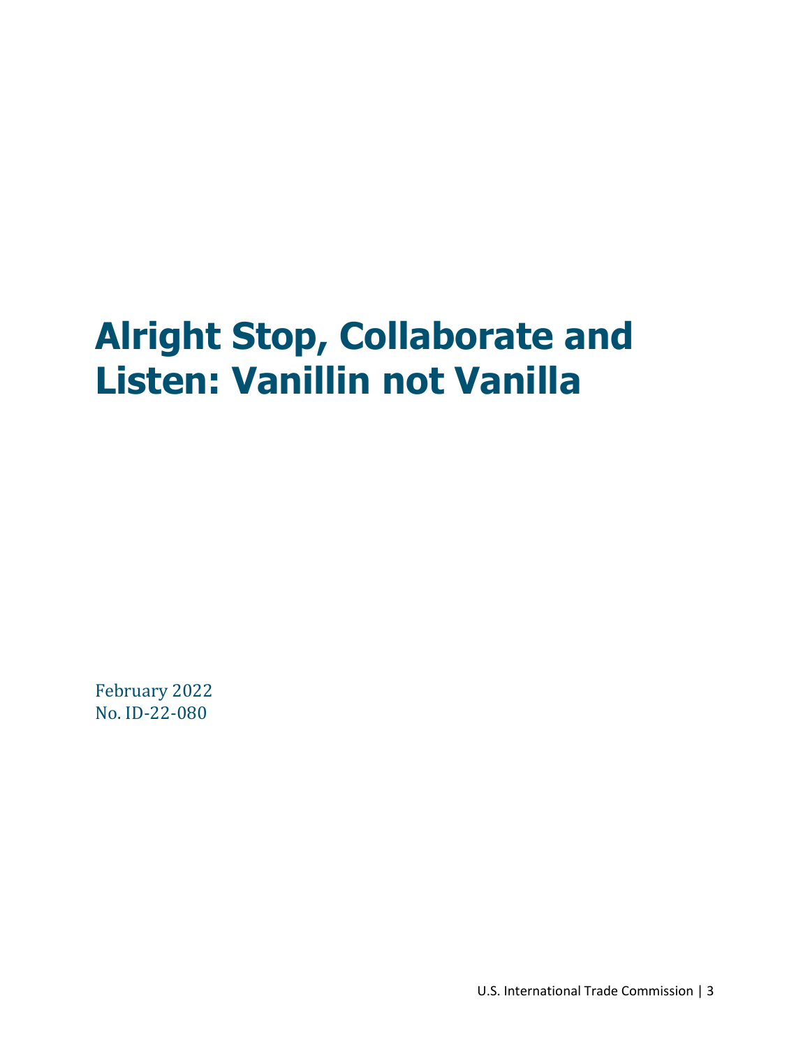# Alright Stop, Collaborate and Listen: Vanillin not Vanilla

February 2022
No. ID-22-080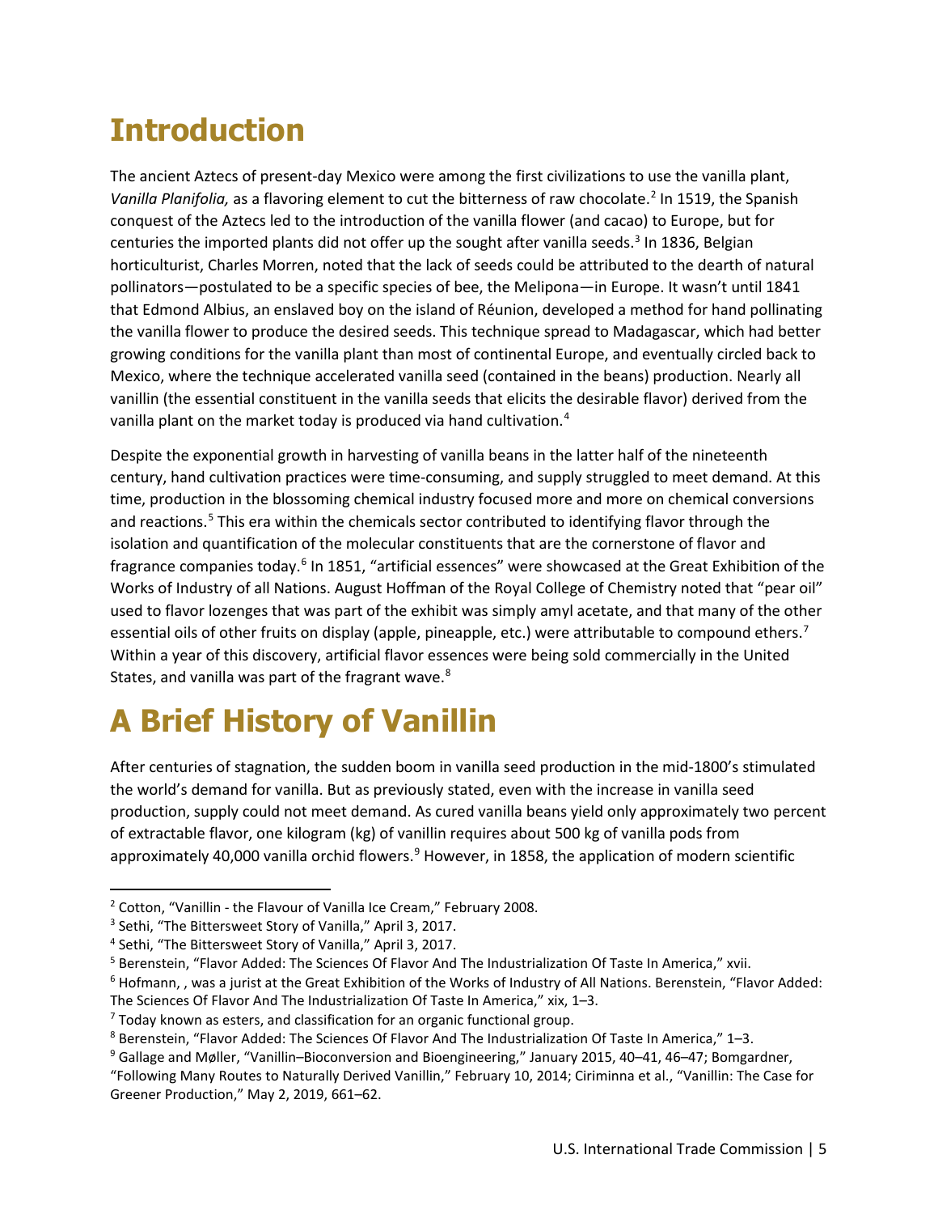# Introduction

The ancient Aztecs of present-day Mexico were among the first civilizations to use the vanilla plant, *Vanilla Planifolia,* as a flavoring element to cut the bitterness of raw chocolate.[2] In 1519, the Spanish conquest of the Aztecs led to the introduction of the vanilla flower (and cacao) to Europe, but for centuries the imported plants did not offer up the sought after vanilla seeds.[3] In 1836, Belgian horticulturist, Charles Morren, noted that the lack of seeds could be attributed to the dearth of natural pollinators—postulated to be a specific species of bee, the Melipona—in Europe. It wasn't until 1841 that Edmond Albius, an enslaved boy on the island of Réunion, developed a method for hand pollinating the vanilla flower to produce the desired seeds. This technique spread to Madagascar, which had better growing conditions for the vanilla plant than most of continental Europe, and eventually circled back to Mexico, where the technique accelerated vanilla seed (contained in the beans) production. Nearly all vanillin (the essential constituent in the vanilla seeds that elicits the desirable flavor) derived from the vanilla plant on the market today is produced via hand cultivation.[4]

Despite the exponential growth in harvesting of vanilla beans in the latter half of the nineteenth century, hand cultivation practices were time-consuming, and supply struggled to meet demand. At this time, production in the blossoming chemical industry focused more and more on chemical conversions and reactions.[5] This era within the chemicals sector contributed to identifying flavor through the isolation and quantification of the molecular constituents that are the cornerstone of flavor and fragrance companies today.[6] In 1851, "artificial essences" were showcased at the Great Exhibition of the Works of Industry of all Nations. August Hoffman of the Royal College of Chemistry noted that "pear oil" used to flavor lozenges that was part of the exhibit was simply amyl acetate, and that many of the other essential oils of other fruits on display (apple, pineapple, etc.) were attributable to compound ethers.[7] Within a year of this discovery, artificial flavor essences were being sold commercially in the United States, and vanilla was part of the fragrant wave.[8]

# A Brief History of Vanillin

After centuries of stagnation, the sudden boom in vanilla seed production in the mid-1800's stimulated the world's demand for vanilla. But as previously stated, even with the increase in vanilla seed production, supply could not meet demand. As cured vanilla beans yield only approximately two percent of extractable flavor, one kilogram (kg) of vanillin requires about 500 kg of vanilla pods from approximately 40,000 vanilla orchid flowers.[9] However, in 1858, the application of modern scientific

---

[2] Cotton, "Vanillin - the Flavour of Vanilla Ice Cream," February 2008.

[3] Sethi, "The Bittersweet Story of Vanilla," April 3, 2017.

[4] Sethi, "The Bittersweet Story of Vanilla," April 3, 2017.

[5] Berenstein, "Flavor Added: The Sciences Of Flavor And The Industrialization Of Taste In America," xvii.

[6] Hofmann, , was a jurist at the Great Exhibition of the Works of Industry of All Nations. Berenstein, "Flavor Added: The Sciences Of Flavor And The Industrialization Of Taste In America," xix, 1–3.

[7] Today known as esters, and classification for an organic functional group.

[8] Berenstein, "Flavor Added: The Sciences Of Flavor And The Industrialization Of Taste In America," 1–3.

[9] Gallage and Møller, "Vanillin–Bioconversion and Bioengineering," January 2015, 40–41, 46–47; Bomgardner, "Following Many Routes to Naturally Derived Vanillin," February 10, 2014; Ciriminna et al., "Vanillin: The Case for Greener Production," May 2, 2019, 661–62.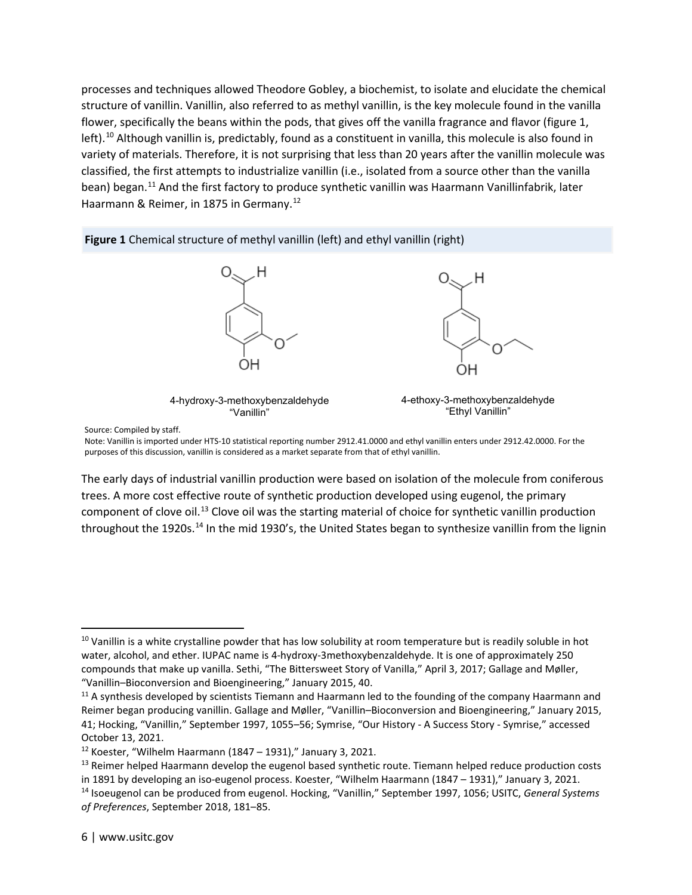processes and techniques allowed Theodore Gobley, a biochemist, to isolate and elucidate the chemical structure of vanillin. Vanillin, also referred to as methyl vanillin, is the key molecule found in the vanilla flower, specifically the beans within the pods, that gives off the vanilla fragrance and flavor (figure 1, left).[10] Although vanillin is, predictably, found as a constituent in vanilla, this molecule is also found in variety of materials. Therefore, it is not surprising that less than 20 years after the vanillin molecule was classified, the first attempts to industrialize vanillin (i.e., isolated from a source other than the vanilla bean) began.[11] And the first factory to produce synthetic vanillin was Haarmann Vanillinfabrik, later Haarmann & Reimer, in 1875 in Germany.[12]

**Figure 1** Chemical structure of methyl vanillin (left) and ethyl vanillin (right)

4-hydroxy-3-methoxybenzaldehyde
"Vanillin"

4-ethoxy-3-methoxybenzaldehyde
"Ethyl Vanillin"

Source: Compiled by staff.
Note: Vanillin is imported under HTS-10 statistical reporting number 2912.41.0000 and ethyl vanillin enters under 2912.42.0000. For the purposes of this discussion, vanillin is considered as a market separate from that of ethyl vanillin.

The early days of industrial vanillin production were based on isolation of the molecule from coniferous trees. A more cost effective route of synthetic production developed using eugenol, the primary component of clove oil.[13] Clove oil was the starting material of choice for synthetic vanillin production throughout the 1920s.[14] In the mid 1930's, the United States began to synthesize vanillin from the lignin

---

[10] Vanillin is a white crystalline powder that has low solubility at room temperature but is readily soluble in hot water, alcohol, and ether. IUPAC name is 4-hydroxy-3methoxybenzaldehyde. It is one of approximately 250 compounds that make up vanilla. Sethi, "The Bittersweet Story of Vanilla," April 3, 2017; Gallage and Møller, "Vanillin–Bioconversion and Bioengineering," January 2015, 40.

[11] A synthesis developed by scientists Tiemann and Haarmann led to the founding of the company Haarmann and Reimer began producing vanillin. Gallage and Møller, "Vanillin–Bioconversion and Bioengineering," January 2015, 41; Hocking, "Vanillin," September 1997, 1055–56; Symrise, "Our History - A Success Story - Symrise," accessed October 13, 2021.

[12] Koester, "Wilhelm Haarmann (1847 – 1931)," January 3, 2021.

[13] Reimer helped Haarmann develop the eugenol based synthetic route. Tiemann helped reduce production costs in 1891 by developing an iso-eugenol process. Koester, "Wilhelm Haarmann (1847 – 1931)," January 3, 2021.

[14] Isoeugenol can be produced from eugenol. Hocking, "Vanillin," September 1997, 1056; USITC, *General Systems of Preferences*, September 2018, 181–85.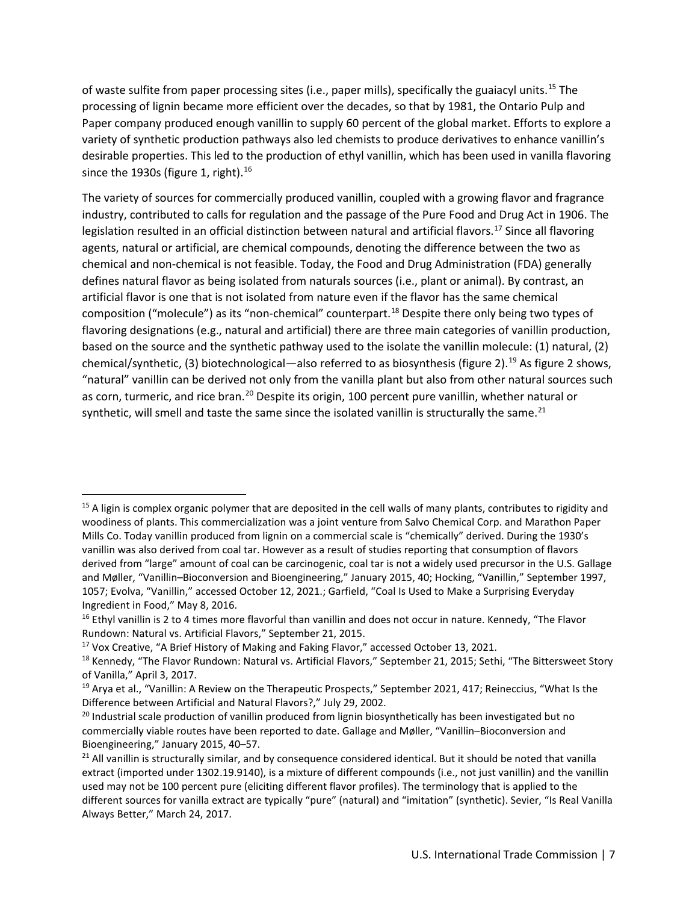of waste sulfite from paper processing sites (i.e., paper mills), specifically the guaiacyl units.[15] The processing of lignin became more efficient over the decades, so that by 1981, the Ontario Pulp and Paper company produced enough vanillin to supply 60 percent of the global market. Efforts to explore a variety of synthetic production pathways also led chemists to produce derivatives to enhance vanillin's desirable properties. This led to the production of ethyl vanillin, which has been used in vanilla flavoring since the 1930s (figure 1, right).[16]

The variety of sources for commercially produced vanillin, coupled with a growing flavor and fragrance industry, contributed to calls for regulation and the passage of the Pure Food and Drug Act in 1906. The legislation resulted in an official distinction between natural and artificial flavors.[17] Since all flavoring agents, natural or artificial, are chemical compounds, denoting the difference between the two as chemical and non-chemical is not feasible. Today, the Food and Drug Administration (FDA) generally defines natural flavor as being isolated from naturals sources (i.e., plant or animal). By contrast, an artificial flavor is one that is not isolated from nature even if the flavor has the same chemical composition ("molecule") as its "non-chemical" counterpart.[18] Despite there only being two types of flavoring designations (e.g., natural and artificial) there are three main categories of vanillin production, based on the source and the synthetic pathway used to the isolate the vanillin molecule: (1) natural, (2) chemical/synthetic, (3) biotechnological—also referred to as biosynthesis (figure 2).[19] As figure 2 shows, "natural" vanillin can be derived not only from the vanilla plant but also from other natural sources such as corn, turmeric, and rice bran.[20] Despite its origin, 100 percent pure vanillin, whether natural or synthetic, will smell and taste the same since the isolated vanillin is structurally the same.[21]

---

[15] A ligin is complex organic polymer that are deposited in the cell walls of many plants, contributes to rigidity and woodiness of plants. This commercialization was a joint venture from Salvo Chemical Corp. and Marathon Paper Mills Co. Today vanillin produced from lignin on a commercial scale is "chemically" derived. During the 1930's vanillin was also derived from coal tar. However as a result of studies reporting that consumption of flavors derived from "large" amount of coal can be carcinogenic, coal tar is not a widely used precursor in the U.S. Gallage and Møller, "Vanillin–Bioconversion and Bioengineering," January 2015, 40; Hocking, "Vanillin," September 1997, 1057; Evolva, "Vanillin," accessed October 12, 2021.; Garfield, "Coal Is Used to Make a Surprising Everyday Ingredient in Food," May 8, 2016.

[16] Ethyl vanillin is 2 to 4 times more flavorful than vanillin and does not occur in nature. Kennedy, "The Flavor Rundown: Natural vs. Artificial Flavors," September 21, 2015.

[17] Vox Creative, "A Brief History of Making and Faking Flavor," accessed October 13, 2021.

[18] Kennedy, "The Flavor Rundown: Natural vs. Artificial Flavors," September 21, 2015; Sethi, "The Bittersweet Story of Vanilla," April 3, 2017.

[19] Arya et al., "Vanillin: A Review on the Therapeutic Prospects," September 2021, 417; Reineccius, "What Is the Difference between Artificial and Natural Flavors?," July 29, 2002.

[20] Industrial scale production of vanillin produced from lignin biosynthetically has been investigated but no commercially viable routes have been reported to date. Gallage and Møller, "Vanillin–Bioconversion and Bioengineering," January 2015, 40–57.

[21] All vanillin is structurally similar, and by consequence considered identical. But it should be noted that vanilla extract (imported under 1302.19.9140), is a mixture of different compounds (i.e., not just vanillin) and the vanillin used may not be 100 percent pure (eliciting different flavor profiles). The terminology that is applied to the different sources for vanilla extract are typically "pure" (natural) and "imitation" (synthetic). Sevier, "Is Real Vanilla Always Better," March 24, 2017.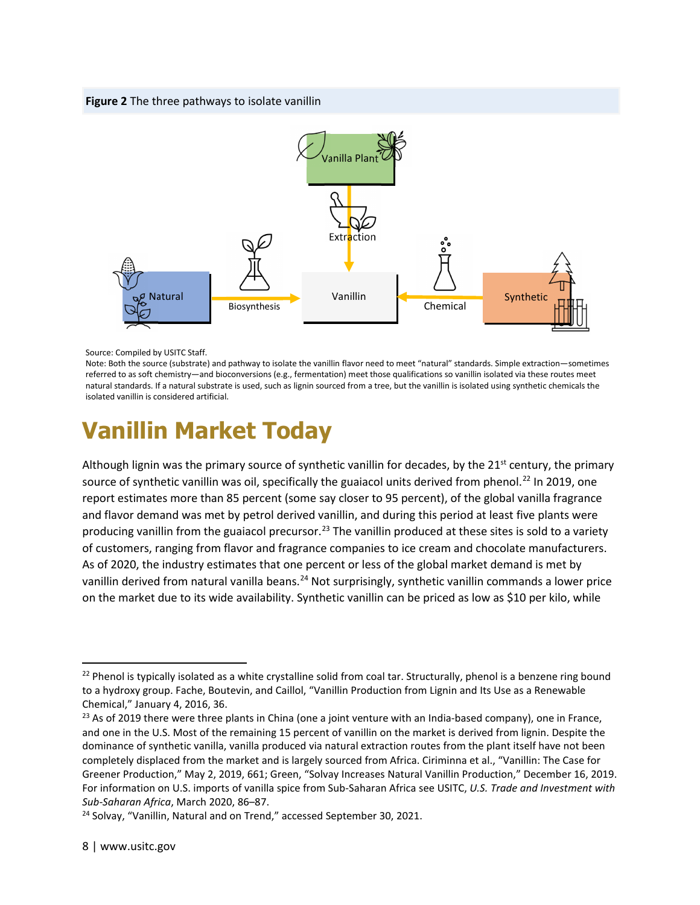**Figure 2** The three pathways to isolate vanillin

Vanilla Plant

Extraction

Natural

Biosynthesis

Vanillin

Chemical

Synthetic

Source: Compiled by USITC Staff.
Note: Both the source (substrate) and pathway to isolate the vanillin flavor need to meet "natural" standards. Simple extraction—sometimes referred to as soft chemistry—and bioconversions (e.g., fermentation) meet those qualifications so vanillin isolated via these routes meet natural standards. If a natural substrate is used, such as lignin sourced from a tree, but the vanillin is isolated using synthetic chemicals the isolated vanillin is considered artificial.

# Vanillin Market Today

Although lignin was the primary source of synthetic vanillin for decades, by the 21st century, the primary source of synthetic vanillin was oil, specifically the guaiacol units derived from phenol.[22] In 2019, one report estimates more than 85 percent (some say closer to 95 percent), of the global vanilla fragrance and flavor demand was met by petrol derived vanillin, and during this period at least five plants were producing vanillin from the guaiacol precursor.[23] The vanillin produced at these sites is sold to a variety of customers, ranging from flavor and fragrance companies to ice cream and chocolate manufacturers. As of 2020, the industry estimates that one percent or less of the global market demand is met by vanillin derived from natural vanilla beans.[24] Not surprisingly, synthetic vanillin commands a lower price on the market due to its wide availability. Synthetic vanillin can be priced as low as $10 per kilo, while

---

[22] Phenol is typically isolated as a white crystalline solid from coal tar. Structurally, phenol is a benzene ring bound to a hydroxy group. Fache, Boutevin, and Caillol, "Vanillin Production from Lignin and Its Use as a Renewable Chemical," January 4, 2016, 36.

[23] As of 2019 there were three plants in China (one a joint venture with an India-based company), one in France, and one in the U.S. Most of the remaining 15 percent of vanillin on the market is derived from lignin. Despite the dominance of synthetic vanilla, vanilla produced via natural extraction routes from the plant itself have not been completely displaced from the market and is largely sourced from Africa. Ciriminna et al., "Vanillin: The Case for Greener Production," May 2, 2019, 661; Green, "Solvay Increases Natural Vanillin Production," December 16, 2019. For information on U.S. imports of vanilla spice from Sub-Saharan Africa see USITC, *U.S. Trade and Investment with Sub-Saharan Africa*, March 2020, 86–87.

[24] Solvay, "Vanillin, Natural and on Trend," accessed September 30, 2021.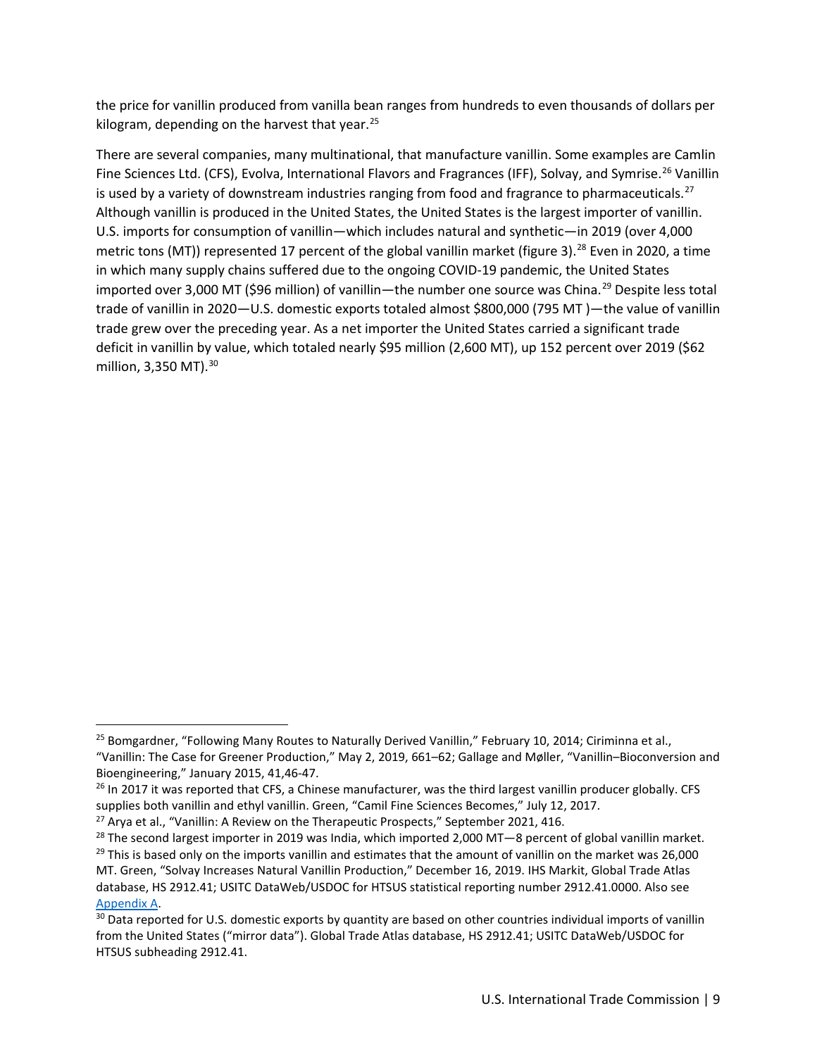the price for vanillin produced from vanilla bean ranges from hundreds to even thousands of dollars per kilogram, depending on the harvest that year.[25]

There are several companies, many multinational, that manufacture vanillin. Some examples are Camlin Fine Sciences Ltd. (CFS), Evolva, International Flavors and Fragrances (IFF), Solvay, and Symrise.[26] Vanillin is used by a variety of downstream industries ranging from food and fragrance to pharmaceuticals.[27] Although vanillin is produced in the United States, the United States is the largest importer of vanillin. U.S. imports for consumption of vanillin—which includes natural and synthetic—in 2019 (over 4,000 metric tons (MT)) represented 17 percent of the global vanillin market (figure 3).[28] Even in 2020, a time in which many supply chains suffered due to the ongoing COVID-19 pandemic, the United States imported over 3,000 MT ($96 million) of vanillin—the number one source was China.[29] Despite less total trade of vanillin in 2020—U.S. domestic exports totaled almost $800,000 (795 MT )—the value of vanillin trade grew over the preceding year. As a net importer the United States carried a significant trade deficit in vanillin by value, which totaled nearly $95 million (2,600 MT), up 152 percent over 2019 ($62 million, 3,350 MT).[30]

---

[25] Bomgardner, "Following Many Routes to Naturally Derived Vanillin," February 10, 2014; Ciriminna et al., "Vanillin: The Case for Greener Production," May 2, 2019, 661–62; Gallage and Møller, "Vanillin–Bioconversion and Bioengineering," January 2015, 41,46-47.

[26] In 2017 it was reported that CFS, a Chinese manufacturer, was the third largest vanillin producer globally. CFS supplies both vanillin and ethyl vanillin. Green, "Camil Fine Sciences Becomes," July 12, 2017.

[27] Arya et al., "Vanillin: A Review on the Therapeutic Prospects," September 2021, 416.

[28] The second largest importer in 2019 was India, which imported 2,000 MT—8 percent of global vanillin market.

[29] This is based only on the imports vanillin and estimates that the amount of vanillin on the market was 26,000 MT. Green, "Solvay Increases Natural Vanillin Production," December 16, 2019. IHS Markit, Global Trade Atlas database, HS 2912.41; USITC DataWeb/USDOC for HTSUS statistical reporting number 2912.41.0000. Also see Appendix A.

[30] Data reported for U.S. domestic exports by quantity are based on other countries individual imports of vanillin from the United States ("mirror data"). Global Trade Atlas database, HS 2912.41; USITC DataWeb/USDOC for HTSUS subheading 2912.41.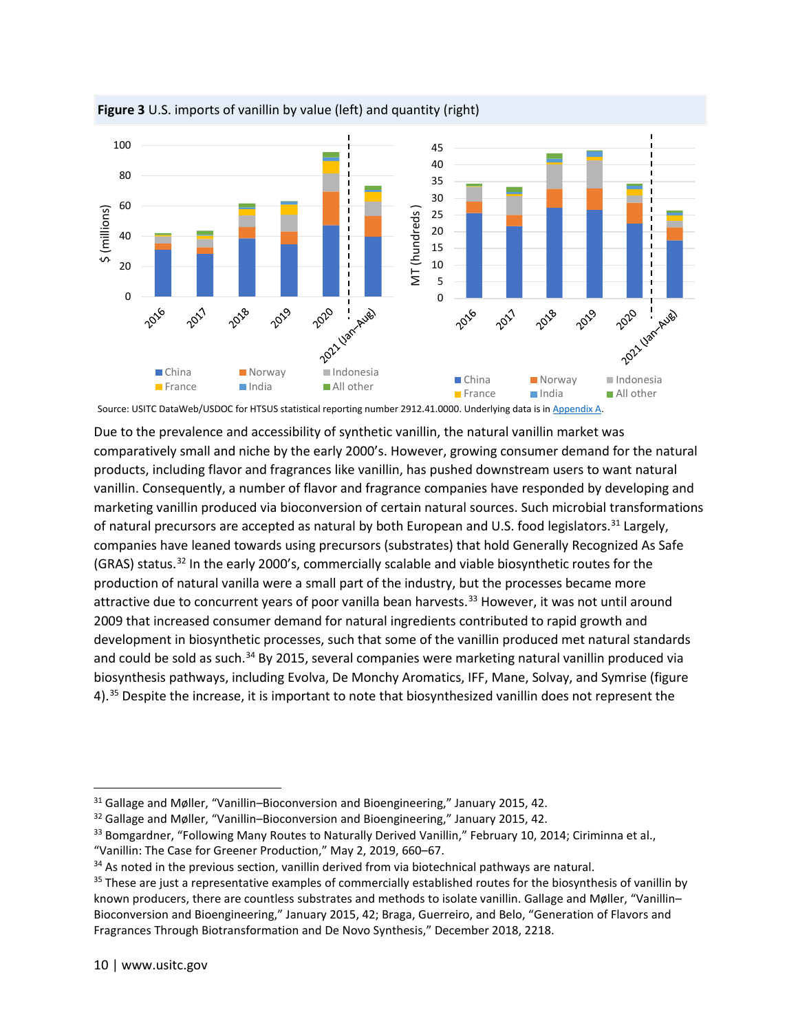**Figure 3** U.S. imports of vanillin by value (left) and quantity (right)

Source: USITC DataWeb/USDOC for HTSUS statistical reporting number 2912.41.0000. Underlying data is in Appendix A.

Due to the prevalence and accessibility of synthetic vanillin, the natural vanillin market was comparatively small and niche by the early 2000's. However, growing consumer demand for the natural products, including flavor and fragrances like vanillin, has pushed downstream users to want natural vanillin. Consequently, a number of flavor and fragrance companies have responded by developing and marketing vanillin produced via bioconversion of certain natural sources. Such microbial transformations of natural precursors are accepted as natural by both European and U.S. food legislators.[31] Largely, companies have leaned towards using precursors (substrates) that hold Generally Recognized As Safe (GRAS) status.[32] In the early 2000's, commercially scalable and viable biosynthetic routes for the production of natural vanilla were a small part of the industry, but the processes became more attractive due to concurrent years of poor vanilla bean harvests.[33] However, it was not until around 2009 that increased consumer demand for natural ingredients contributed to rapid growth and development in biosynthetic processes, such that some of the vanillin produced met natural standards and could be sold as such.[34] By 2015, several companies were marketing natural vanillin produced via biosynthesis pathways, including Evolva, De Monchy Aromatics, IFF, Mane, Solvay, and Symrise (figure 4).[35] Despite the increase, it is important to note that biosynthesized vanillin does not represent the

---

[31] Gallage and Møller, "Vanillin–Bioconversion and Bioengineering," January 2015, 42.

[32] Gallage and Møller, "Vanillin–Bioconversion and Bioengineering," January 2015, 42.

[33] Bomgardner, "Following Many Routes to Naturally Derived Vanillin," February 10, 2014; Ciriminna et al., "Vanillin: The Case for Greener Production," May 2, 2019, 660–67.

[34] As noted in the previous section, vanillin derived from via biotechnical pathways are natural.

[35] These are just a representative examples of commercially established routes for the biosynthesis of vanillin by known producers, there are countless substrates and methods to isolate vanillin. Gallage and Møller, "Vanillin–Bioconversion and Bioengineering," January 2015, 42; Braga, Guerreiro, and Belo, "Generation of Flavors and Fragrances Through Biotransformation and De Novo Synthesis," December 2018, 2218.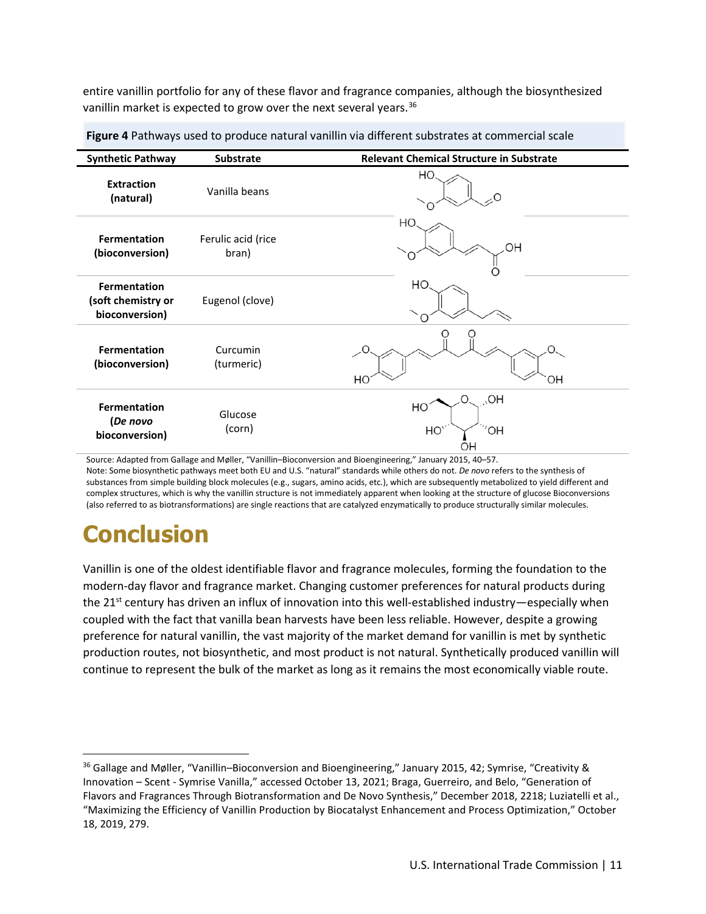entire vanillin portfolio for any of these flavor and fragrance companies, although the biosynthesized vanillin market is expected to grow over the next several years.[36]

**Figure 4** Pathways used to produce natural vanillin via different substrates at commercial scale

| Synthetic Pathway | Substrate | Relevant Chemical Structure in Substrate |
|---|---|---|
| **Extraction (natural)** | Vanilla beans | |
| **Fermentation (bioconversion)** | Ferulic acid (rice bran) | |
| **Fermentation (soft chemistry or bioconversion)** | Eugenol (clove) | |
| **Fermentation (bioconversion)** | Curcumin (turmeric) | |
| **Fermentation (*De novo* bioconversion)** | Glucose (corn) | |

Source: Adapted from Gallage and Møller, "Vanillin–Bioconversion and Bioengineering," January 2015, 40–57.
Note: Some biosynthetic pathways meet both EU and U.S. "natural" standards while others do not. *De novo* refers to the synthesis of substances from simple building block molecules (e.g., sugars, amino acids, etc.), which are subsequently metabolized to yield different and complex structures, which is why the vanillin structure is not immediately apparent when looking at the structure of glucose Bioconversions (also referred to as biotransformations) are single reactions that are catalyzed enzymatically to produce structurally similar molecules.

# Conclusion

Vanillin is one of the oldest identifiable flavor and fragrance molecules, forming the foundation to the modern-day flavor and fragrance market. Changing customer preferences for natural products during the 21st century has driven an influx of innovation into this well-established industry—especially when coupled with the fact that vanilla bean harvests have been less reliable. However, despite a growing preference for natural vanillin, the vast majority of the market demand for vanillin is met by synthetic production routes, not biosynthetic, and most product is not natural. Synthetically produced vanillin will continue to represent the bulk of the market as long as it remains the most economically viable route.

[36] Gallage and Møller, "Vanillin–Bioconversion and Bioengineering," January 2015, 42; Symrise, "Creativity & Innovation – Scent - Symrise Vanilla," accessed October 13, 2021; Braga, Guerreiro, and Belo, "Generation of Flavors and Fragrances Through Biotransformation and De Novo Synthesis," December 2018, 2218; Luziatelli et al., "Maximizing the Efficiency of Vanillin Production by Biocatalyst Enhancement and Process Optimization," October 18, 2019, 279.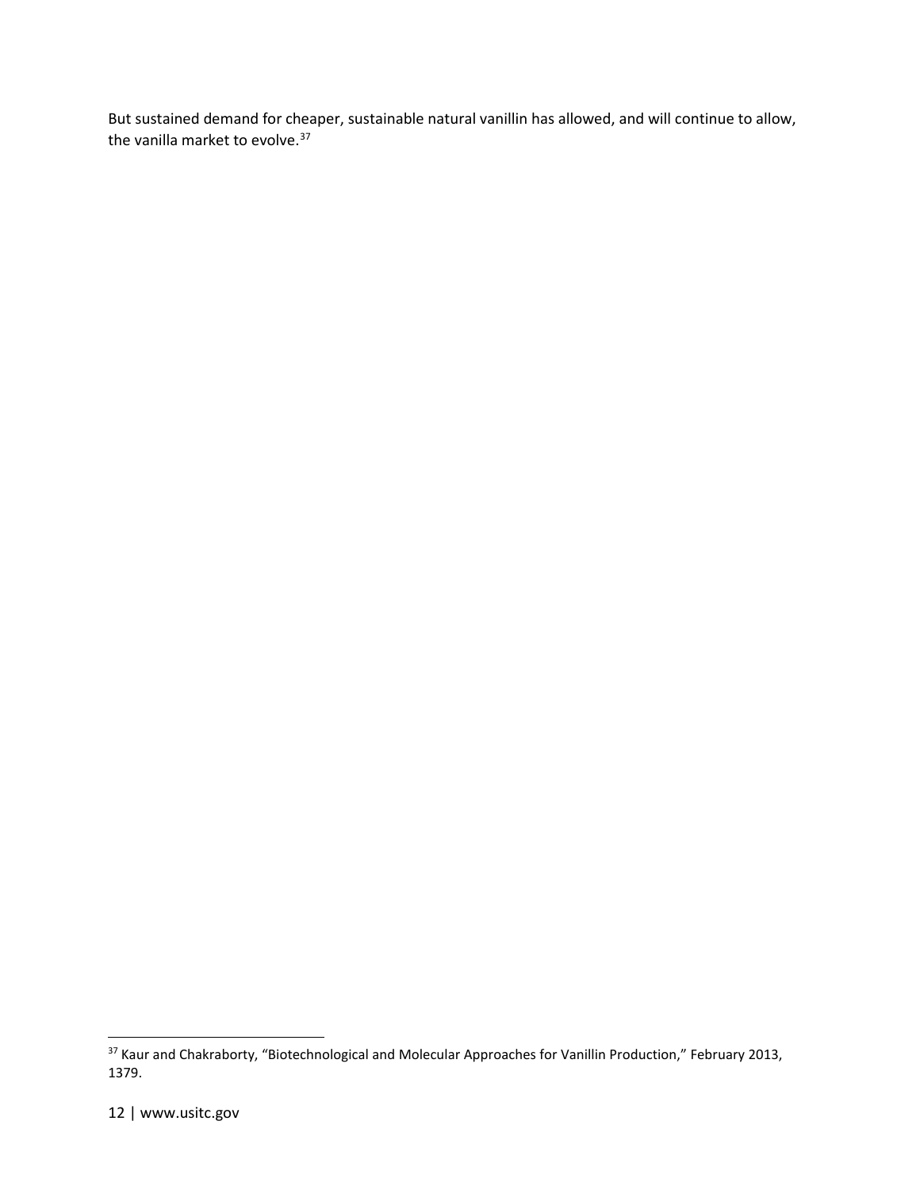But sustained demand for cheaper, sustainable natural vanillin has allowed, and will continue to allow, the vanilla market to evolve.[37]

[37] Kaur and Chakraborty, "Biotechnological and Molecular Approaches for Vanillin Production," February 2013, 1379.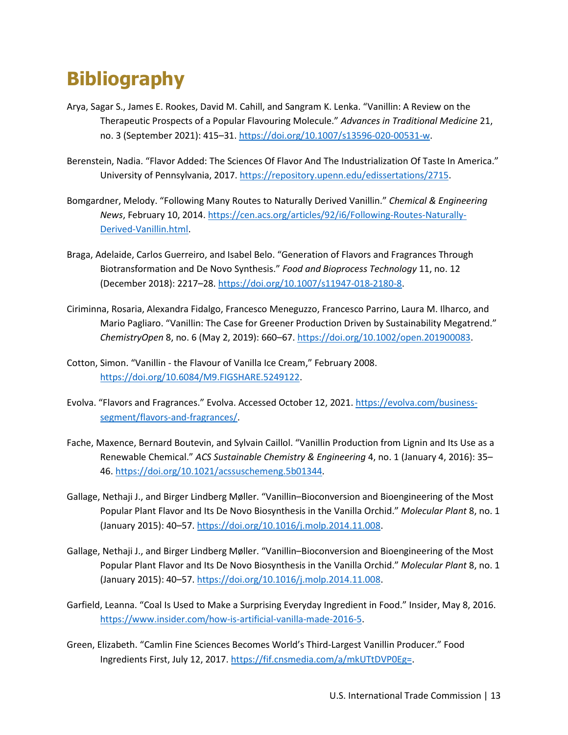# Bibliography

Arya, Sagar S., James E. Rookes, David M. Cahill, and Sangram K. Lenka. "Vanillin: A Review on the Therapeutic Prospects of a Popular Flavouring Molecule." *Advances in Traditional Medicine* 21, no. 3 (September 2021): 415–31. https://doi.org/10.1007/s13596-020-00531-w.

Berenstein, Nadia. "Flavor Added: The Sciences Of Flavor And The Industrialization Of Taste In America." University of Pennsylvania, 2017. https://repository.upenn.edu/edissertations/2715.

Bomgardner, Melody. "Following Many Routes to Naturally Derived Vanillin." *Chemical & Engineering News*, February 10, 2014. https://cen.acs.org/articles/92/i6/Following-Routes-Naturally-Derived-Vanillin.html.

Braga, Adelaide, Carlos Guerreiro, and Isabel Belo. "Generation of Flavors and Fragrances Through Biotransformation and De Novo Synthesis." *Food and Bioprocess Technology* 11, no. 12 (December 2018): 2217–28. https://doi.org/10.1007/s11947-018-2180-8.

Ciriminna, Rosaria, Alexandra Fidalgo, Francesco Meneguzzo, Francesco Parrino, Laura M. Ilharco, and Mario Pagliaro. "Vanillin: The Case for Greener Production Driven by Sustainability Megatrend." *ChemistryOpen* 8, no. 6 (May 2, 2019): 660–67. https://doi.org/10.1002/open.201900083.

Cotton, Simon. "Vanillin - the Flavour of Vanilla Ice Cream," February 2008. https://doi.org/10.6084/M9.FIGSHARE.5249122.

Evolva. "Flavors and Fragrances." Evolva. Accessed October 12, 2021. https://evolva.com/business-segment/flavors-and-fragrances/.

Fache, Maxence, Bernard Boutevin, and Sylvain Caillol. "Vanillin Production from Lignin and Its Use as a Renewable Chemical." *ACS Sustainable Chemistry & Engineering* 4, no. 1 (January 4, 2016): 35–46. https://doi.org/10.1021/acssuschemeng.5b01344.

Gallage, Nethaji J., and Birger Lindberg Møller. "Vanillin–Bioconversion and Bioengineering of the Most Popular Plant Flavor and Its De Novo Biosynthesis in the Vanilla Orchid." *Molecular Plant* 8, no. 1 (January 2015): 40–57. https://doi.org/10.1016/j.molp.2014.11.008.

Gallage, Nethaji J., and Birger Lindberg Møller. "Vanillin–Bioconversion and Bioengineering of the Most Popular Plant Flavor and Its De Novo Biosynthesis in the Vanilla Orchid." *Molecular Plant* 8, no. 1 (January 2015): 40–57. https://doi.org/10.1016/j.molp.2014.11.008.

Garfield, Leanna. "Coal Is Used to Make a Surprising Everyday Ingredient in Food." Insider, May 8, 2016. https://www.insider.com/how-is-artificial-vanilla-made-2016-5.

Green, Elizabeth. "Camlin Fine Sciences Becomes World's Third-Largest Vanillin Producer." Food Ingredients First, July 12, 2017. https://fif.cnsmedia.com/a/mkUTtDVP0Eg=.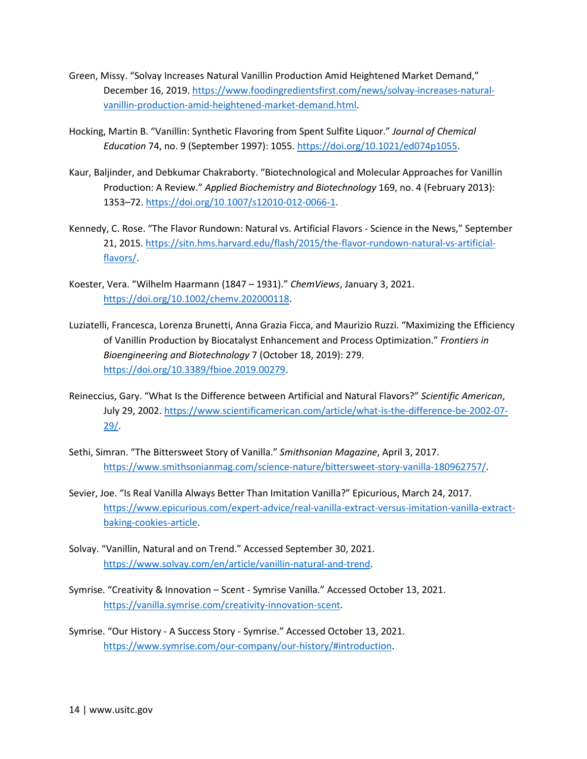Green, Missy. "Solvay Increases Natural Vanillin Production Amid Heightened Market Demand," December 16, 2019. https://www.foodingredientsfirst.com/news/solvay-increases-natural-vanillin-production-amid-heightened-market-demand.html.

Hocking, Martin B. "Vanillin: Synthetic Flavoring from Spent Sulfite Liquor." *Journal of Chemical Education* 74, no. 9 (September 1997): 1055. https://doi.org/10.1021/ed074p1055.

Kaur, Baljinder, and Debkumar Chakraborty. "Biotechnological and Molecular Approaches for Vanillin Production: A Review." *Applied Biochemistry and Biotechnology* 169, no. 4 (February 2013): 1353–72. https://doi.org/10.1007/s12010-012-0066-1.

Kennedy, C. Rose. "The Flavor Rundown: Natural vs. Artificial Flavors - Science in the News," September 21, 2015. https://sitn.hms.harvard.edu/flash/2015/the-flavor-rundown-natural-vs-artificial-flavors/.

Koester, Vera. "Wilhelm Haarmann (1847 – 1931)." *ChemViews*, January 3, 2021. https://doi.org/10.1002/chemv.202000118.

Luziatelli, Francesca, Lorenza Brunetti, Anna Grazia Ficca, and Maurizio Ruzzi. "Maximizing the Efficiency of Vanillin Production by Biocatalyst Enhancement and Process Optimization." *Frontiers in Bioengineering and Biotechnology* 7 (October 18, 2019): 279. https://doi.org/10.3389/fbioe.2019.00279.

Reineccius, Gary. "What Is the Difference between Artificial and Natural Flavors?" *Scientific American*, July 29, 2002. https://www.scientificamerican.com/article/what-is-the-difference-be-2002-07-29/.

Sethi, Simran. "The Bittersweet Story of Vanilla." *Smithsonian Magazine*, April 3, 2017. https://www.smithsonianmag.com/science-nature/bittersweet-story-vanilla-180962757/.

Sevier, Joe. "Is Real Vanilla Always Better Than Imitation Vanilla?" Epicurious, March 24, 2017. https://www.epicurious.com/expert-advice/real-vanilla-extract-versus-imitation-vanilla-extract-baking-cookies-article.

Solvay. "Vanillin, Natural and on Trend." Accessed September 30, 2021. https://www.solvay.com/en/article/vanillin-natural-and-trend.

Symrise. "Creativity & Innovation – Scent - Symrise Vanilla." Accessed October 13, 2021. https://vanilla.symrise.com/creativity-innovation-scent.

Symrise. "Our History - A Success Story - Symrise." Accessed October 13, 2021. https://www.symrise.com/our-company/our-history/#introduction.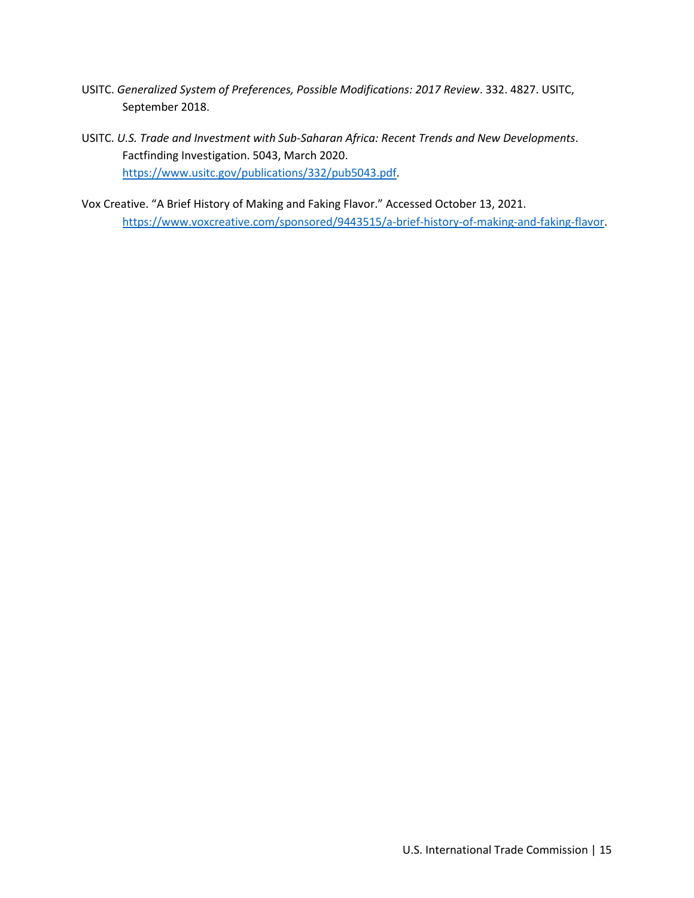USITC. *Generalized System of Preferences, Possible Modifications: 2017 Review*. 332. 4827. USITC, September 2018.

USITC. *U.S. Trade and Investment with Sub-Saharan Africa: Recent Trends and New Developments*. Factfinding Investigation. 5043, March 2020. https://www.usitc.gov/publications/332/pub5043.pdf.

Vox Creative. "A Brief History of Making and Faking Flavor." Accessed October 13, 2021. https://www.voxcreative.com/sponsored/9443515/a-brief-history-of-making-and-faking-flavor.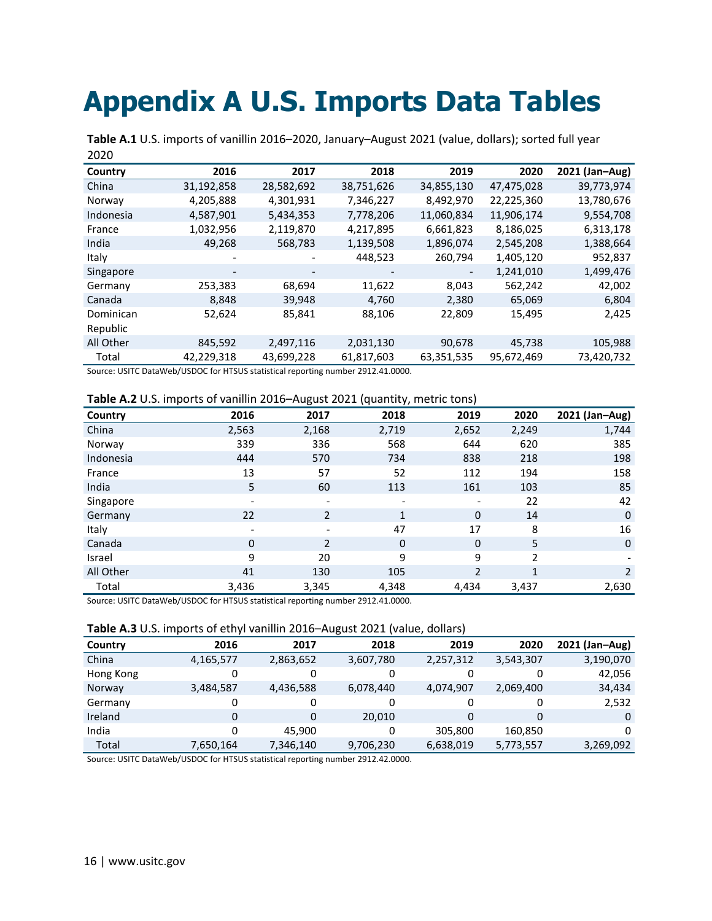# Appendix A U.S. Imports Data Tables

**Table A.1** U.S. imports of vanillin 2016–2020, January–August 2021 (value, dollars); sorted full year 2020

| Country | 2016 | 2017 | 2018 | 2019 | 2020 | 2021 (Jan–Aug) |
|---|---|---|---|---|---|---|
| China | 31,192,858 | 28,582,692 | 38,751,626 | 34,855,130 | 47,475,028 | 39,773,974 |
| Norway | 4,205,888 | 4,301,931 | 7,346,227 | 8,492,970 | 22,225,360 | 13,780,676 |
| Indonesia | 4,587,901 | 5,434,353 | 7,778,206 | 11,060,834 | 11,906,174 | 9,554,708 |
| France | 1,032,956 | 2,119,870 | 4,217,895 | 6,661,823 | 8,186,025 | 6,313,178 |
| India | 49,268 | 568,783 | 1,139,508 | 1,896,074 | 2,545,208 | 1,388,664 |
| Italy | - | - | 448,523 | 260,794 | 1,405,120 | 952,837 |
| Singapore | - | - | - | - | 1,241,010 | 1,499,476 |
| Germany | 253,383 | 68,694 | 11,622 | 8,043 | 562,242 | 42,002 |
| Canada | 8,848 | 39,948 | 4,760 | 2,380 | 65,069 | 6,804 |
| Dominican Republic | 52,624 | 85,841 | 88,106 | 22,809 | 15,495 | 2,425 |
| All Other | 845,592 | 2,497,116 | 2,031,130 | 90,678 | 45,738 | 105,988 |
| Total | 42,229,318 | 43,699,228 | 61,817,603 | 63,351,535 | 95,672,469 | 73,420,732 |

Source: USITC DataWeb/USDOC for HTSUS statistical reporting number 2912.41.0000.

**Table A.2** U.S. imports of vanillin 2016–August 2021 (quantity, metric tons)

| Country | 2016 | 2017 | 2018 | 2019 | 2020 | 2021 (Jan–Aug) |
|---|---|---|---|---|---|---|
| China | 2,563 | 2,168 | 2,719 | 2,652 | 2,249 | 1,744 |
| Norway | 339 | 336 | 568 | 644 | 620 | 385 |
| Indonesia | 444 | 570 | 734 | 838 | 218 | 198 |
| France | 13 | 57 | 52 | 112 | 194 | 158 |
| India | 5 | 60 | 113 | 161 | 103 | 85 |
| Singapore | - | - | - | - | 22 | 42 |
| Germany | 22 | 2 | 1 | 0 | 14 | 0 |
| Italy | - | - | 47 | 17 | 8 | 16 |
| Canada | 0 | 2 | 0 | 0 | 5 | 0 |
| Israel | 9 | 20 | 9 | 9 | 2 | - |
| All Other | 41 | 130 | 105 | 2 | 1 | 2 |
| Total | 3,436 | 3,345 | 4,348 | 4,434 | 3,437 | 2,630 |

Source: USITC DataWeb/USDOC for HTSUS statistical reporting number 2912.41.0000.

**Table A.3** U.S. imports of ethyl vanillin 2016–August 2021 (value, dollars)

| Country | 2016 | 2017 | 2018 | 2019 | 2020 | 2021 (Jan–Aug) |
|---|---|---|---|---|---|---|
| China | 4,165,577 | 2,863,652 | 3,607,780 | 2,257,312 | 3,543,307 | 3,190,070 |
| Hong Kong | 0 | 0 | 0 | 0 | 0 | 42,056 |
| Norway | 3,484,587 | 4,436,588 | 6,078,440 | 4,074,907 | 2,069,400 | 34,434 |
| Germany | 0 | 0 | 0 | 0 | 0 | 2,532 |
| Ireland | 0 | 0 | 20,010 | 0 | 0 | 0 |
| India | 0 | 45,900 | 0 | 305,800 | 160,850 | 0 |
| Total | 7,650,164 | 7,346,140 | 9,706,230 | 6,638,019 | 5,773,557 | 3,269,092 |

Source: USITC DataWeb/USDOC for HTSUS statistical reporting number 2912.42.0000.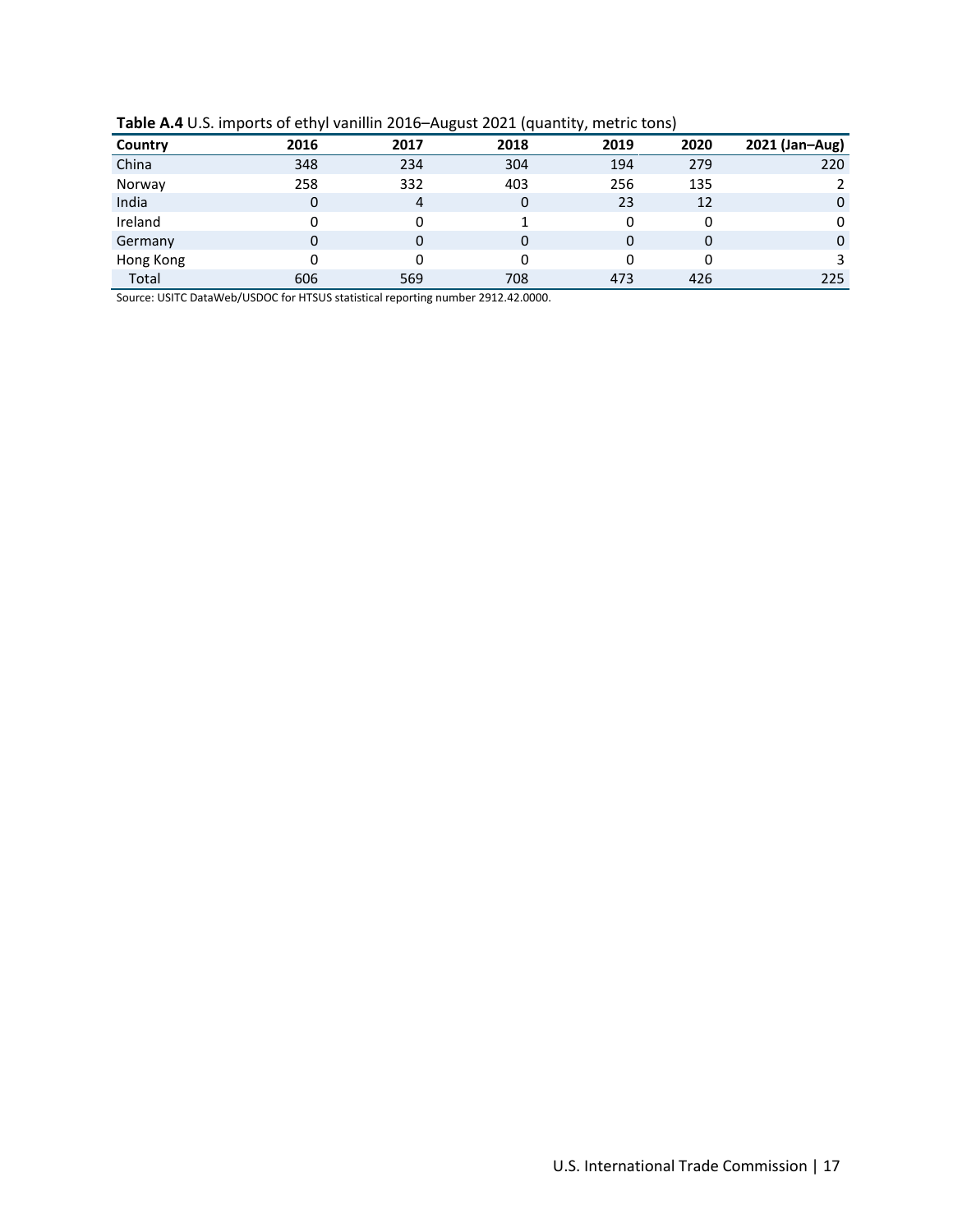**Table A.4** U.S. imports of ethyl vanillin 2016–August 2021 (quantity, metric tons)

| Country | 2016 | 2017 | 2018 | 2019 | 2020 | 2021 (Jan–Aug) |
|---|---|---|---|---|---|---|
| China | 348 | 234 | 304 | 194 | 279 | 220 |
| Norway | 258 | 332 | 403 | 256 | 135 | 2 |
| India | 0 | 4 | 0 | 23 | 12 | 0 |
| Ireland | 0 | 0 | 1 | 0 | 0 | 0 |
| Germany | 0 | 0 | 0 | 0 | 0 | 0 |
| Hong Kong | 0 | 0 | 0 | 0 | 0 | 3 |
| Total | 606 | 569 | 708 | 473 | 426 | 225 |

Source: USITC DataWeb/USDOC for HTSUS statistical reporting number 2912.42.0000.